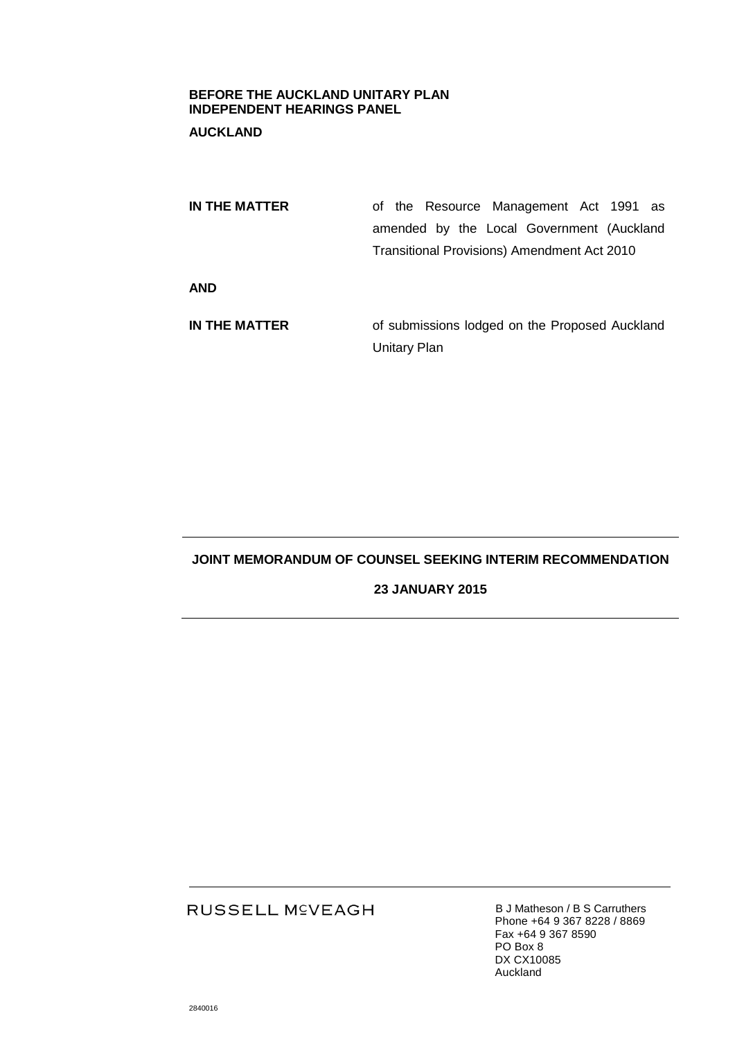**BEFORE THE AUCKLAND UNITARY PLAN INDEPENDENT HEARINGS PANEL**

**AUCKLAND**

| | |
|---|---|
| **IN THE MATTER** | of the Resource Management Act 1991 as amended by the Local Government (Auckland Transitional Provisions) Amendment Act 2010 |
| **AND** | |
| **IN THE MATTER** | of submissions lodged on the Proposed Auckland Unitary Plan |

---

**JOINT MEMORANDUM OF COUNSEL SEEKING INTERIM RECOMMENDATION**

**23 JANUARY 2015**

---

RUSSELL McVEAGH

B J Matheson / B S Carruthers
Phone +64 9 367 8228 / 8869
Fax +64 9 367 8590
PO Box 8
DX CX10085
Auckland

2840016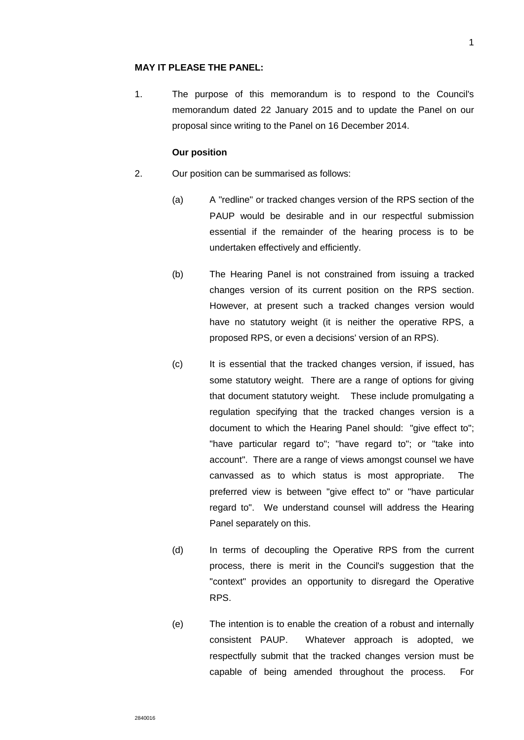**MAY IT PLEASE THE PANEL:**

1. The purpose of this memorandum is to respond to the Council's memorandum dated 22 January 2015 and to update the Panel on our proposal since writing to the Panel on 16 December 2014.

**Our position**

2. Our position can be summarised as follows:

   (a) A "redline" or tracked changes version of the RPS section of the PAUP would be desirable and in our respectful submission essential if the remainder of the hearing process is to be undertaken effectively and efficiently.

   (b) The Hearing Panel is not constrained from issuing a tracked changes version of its current position on the RPS section. However, at present such a tracked changes version would have no statutory weight (it is neither the operative RPS, a proposed RPS, or even a decisions' version of an RPS).

   (c) It is essential that the tracked changes version, if issued, has some statutory weight. There are a range of options for giving that document statutory weight. These include promulgating a regulation specifying that the tracked changes version is a document to which the Hearing Panel should: "give effect to"; "have particular regard to"; "have regard to"; or "take into account". There are a range of views amongst counsel we have canvassed as to which status is most appropriate. The preferred view is between "give effect to" or "have particular regard to". We understand counsel will address the Hearing Panel separately on this.

   (d) In terms of decoupling the Operative RPS from the current process, there is merit in the Council's suggestion that the "context" provides an opportunity to disregard the Operative RPS.

   (e) The intention is to enable the creation of a robust and internally consistent PAUP. Whatever approach is adopted, we respectfully submit that the tracked changes version must be capable of being amended throughout the process. For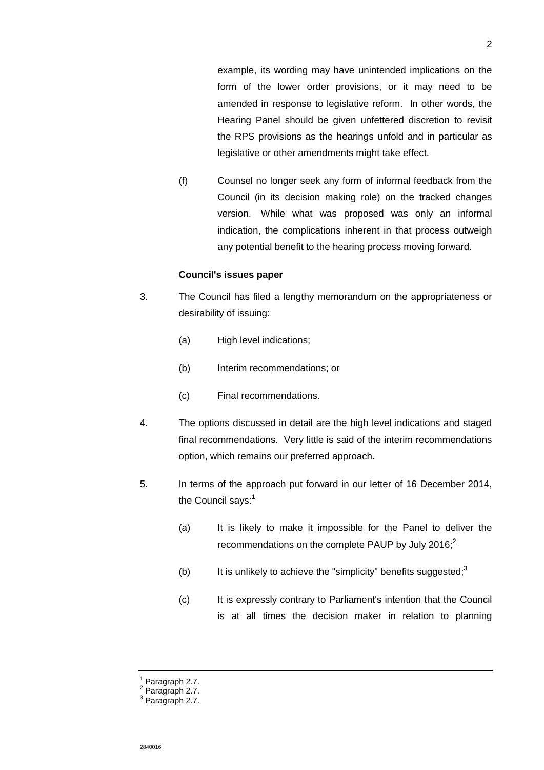example, its wording may have unintended implications on the form of the lower order provisions, or it may need to be amended in response to legislative reform. In other words, the Hearing Panel should be given unfettered discretion to revisit the RPS provisions as the hearings unfold and in particular as legislative or other amendments might take effect.

(f) Counsel no longer seek any form of informal feedback from the Council (in its decision making role) on the tracked changes version. While what was proposed was only an informal indication, the complications inherent in that process outweigh any potential benefit to the hearing process moving forward.

**Council's issues paper**

3. The Council has filed a lengthy memorandum on the appropriateness or desirability of issuing:

   (a) High level indications;

   (b) Interim recommendations; or

   (c) Final recommendations.

4. The options discussed in detail are the high level indications and staged final recommendations. Very little is said of the interim recommendations option, which remains our preferred approach.

5. In terms of the approach put forward in our letter of 16 December 2014, the Council says:[1]

   (a) It is likely to make it impossible for the Panel to deliver the recommendations on the complete PAUP by July 2016;[2]

   (b) It is unlikely to achieve the "simplicity" benefits suggested;[3]

   (c) It is expressly contrary to Parliament's intention that the Council is at all times the decision maker in relation to planning

---

[1] Paragraph 2.7.
[2] Paragraph 2.7.
[3] Paragraph 2.7.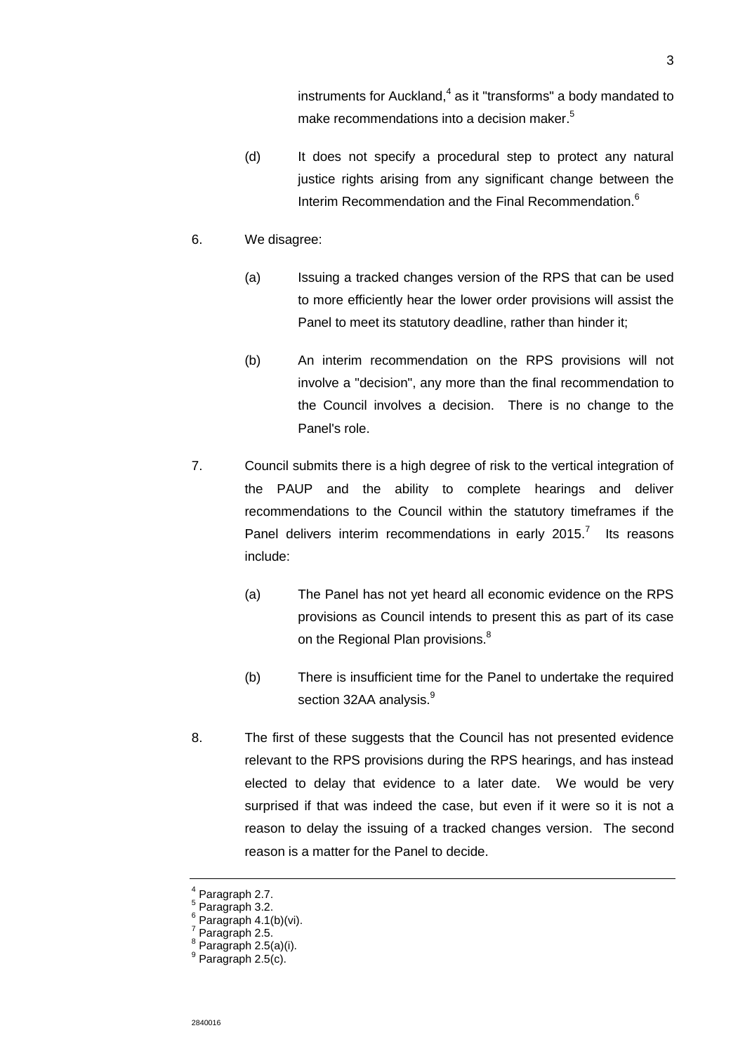instruments for Auckland,[4] as it "transforms" a body mandated to make recommendations into a decision maker.[5]

(d) It does not specify a procedural step to protect any natural justice rights arising from any significant change between the Interim Recommendation and the Final Recommendation.[6]

6. We disagree:

(a) Issuing a tracked changes version of the RPS that can be used to more efficiently hear the lower order provisions will assist the Panel to meet its statutory deadline, rather than hinder it;

(b) An interim recommendation on the RPS provisions will not involve a "decision", any more than the final recommendation to the Council involves a decision. There is no change to the Panel's role.

7. Council submits there is a high degree of risk to the vertical integration of the PAUP and the ability to complete hearings and deliver recommendations to the Council within the statutory timeframes if the Panel delivers interim recommendations in early 2015.[7] Its reasons include:

(a) The Panel has not yet heard all economic evidence on the RPS provisions as Council intends to present this as part of its case on the Regional Plan provisions.[8]

(b) There is insufficient time for the Panel to undertake the required section 32AA analysis.[9]

8. The first of these suggests that the Council has not presented evidence relevant to the RPS provisions during the RPS hearings, and has instead elected to delay that evidence to a later date. We would be very surprised if that was indeed the case, but even if it were so it is not a reason to delay the issuing of a tracked changes version. The second reason is a matter for the Panel to decide.

---

[4] Paragraph 2.7.
[5] Paragraph 3.2.
[6] Paragraph 4.1(b)(vi).
[7] Paragraph 2.5.
[8] Paragraph 2.5(a)(i).
[9] Paragraph 2.5(c).

2840016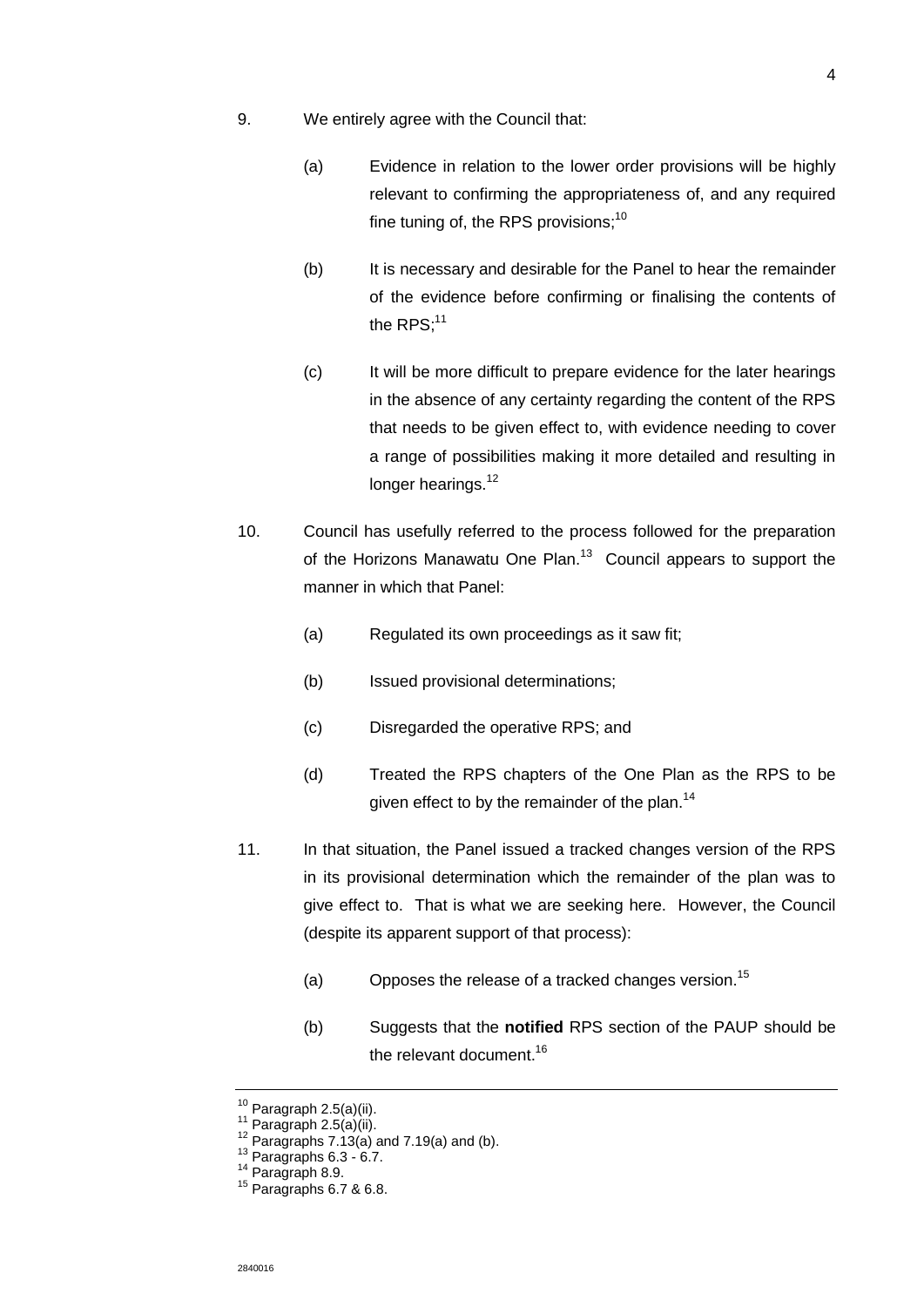9. We entirely agree with the Council that:

   (a) Evidence in relation to the lower order provisions will be highly relevant to confirming the appropriateness of, and any required fine tuning of, the RPS provisions;[10]

   (b) It is necessary and desirable for the Panel to hear the remainder of the evidence before confirming or finalising the contents of the RPS;[11]

   (c) It will be more difficult to prepare evidence for the later hearings in the absence of any certainty regarding the content of the RPS that needs to be given effect to, with evidence needing to cover a range of possibilities making it more detailed and resulting in longer hearings.[12]

10. Council has usefully referred to the process followed for the preparation of the Horizons Manawatu One Plan.[13] Council appears to support the manner in which that Panel:

   (a) Regulated its own proceedings as it saw fit;

   (b) Issued provisional determinations;

   (c) Disregarded the operative RPS; and

   (d) Treated the RPS chapters of the One Plan as the RPS to be given effect to by the remainder of the plan.[14]

11. In that situation, the Panel issued a tracked changes version of the RPS in its provisional determination which the remainder of the plan was to give effect to. That is what we are seeking here. However, the Council (despite its apparent support of that process):

   (a) Opposes the release of a tracked changes version.[15]

   (b) Suggests that the **notified** RPS section of the PAUP should be the relevant document.[16]

---

[10] Paragraph 2.5(a)(ii).
[11] Paragraph 2.5(a)(ii).
[12] Paragraphs 7.13(a) and 7.19(a) and (b).
[13] Paragraphs 6.3 - 6.7.
[14] Paragraph 8.9.
[15] Paragraphs 6.7 & 6.8.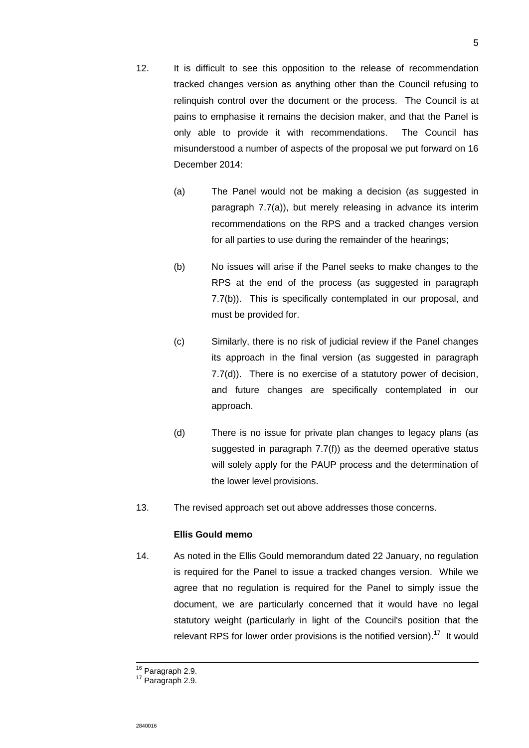12. It is difficult to see this opposition to the release of recommendation tracked changes version as anything other than the Council refusing to relinquish control over the document or the process. The Council is at pains to emphasise it remains the decision maker, and that the Panel is only able to provide it with recommendations. The Council has misunderstood a number of aspects of the proposal we put forward on 16 December 2014:

    (a) The Panel would not be making a decision (as suggested in paragraph 7.7(a)), but merely releasing in advance its interim recommendations on the RPS and a tracked changes version for all parties to use during the remainder of the hearings;

    (b) No issues will arise if the Panel seeks to make changes to the RPS at the end of the process (as suggested in paragraph 7.7(b)). This is specifically contemplated in our proposal, and must be provided for.

    (c) Similarly, there is no risk of judicial review if the Panel changes its approach in the final version (as suggested in paragraph 7.7(d)). There is no exercise of a statutory power of decision, and future changes are specifically contemplated in our approach.

    (d) There is no issue for private plan changes to legacy plans (as suggested in paragraph 7.7(f)) as the deemed operative status will solely apply for the PAUP process and the determination of the lower level provisions.

13. The revised approach set out above addresses those concerns.

**Ellis Gould memo**

14. As noted in the Ellis Gould memorandum dated 22 January, no regulation is required for the Panel to issue a tracked changes version. While we agree that no regulation is required for the Panel to simply issue the document, we are particularly concerned that it would have no legal statutory weight (particularly in light of the Council's position that the relevant RPS for lower order provisions is the notified version).[17] It would

---

[16] Paragraph 2.9.

[17] Paragraph 2.9.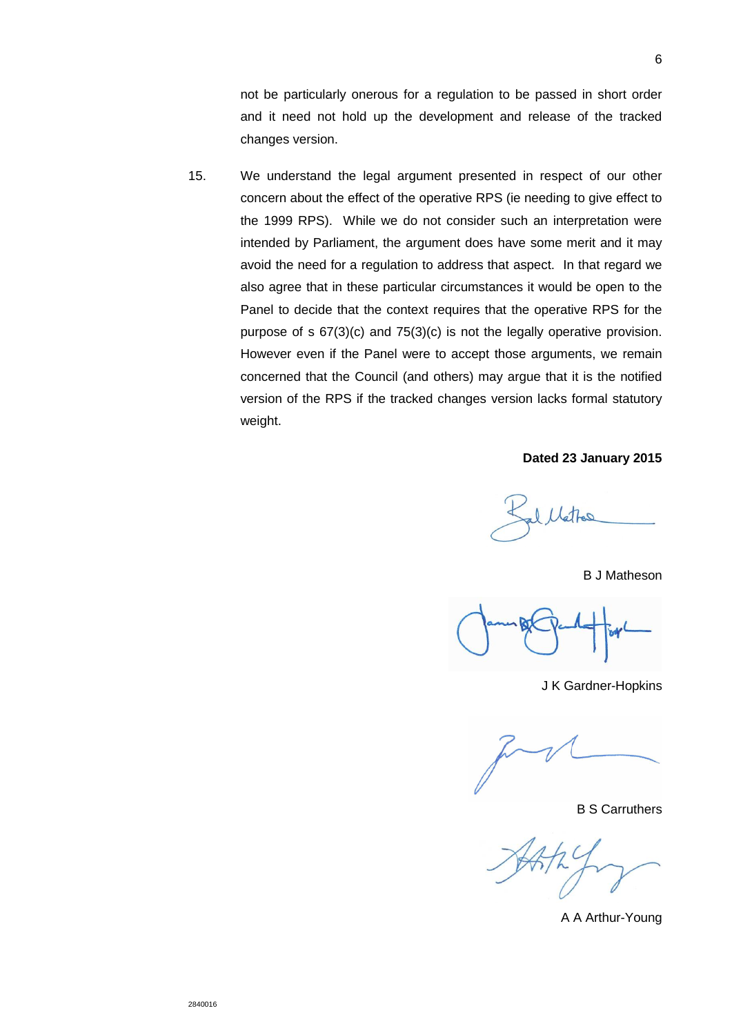not be particularly onerous for a regulation to be passed in short order and it need not hold up the development and release of the tracked changes version.

15. We understand the legal argument presented in respect of our other concern about the effect of the operative RPS (ie needing to give effect to the 1999 RPS). While we do not consider such an interpretation were intended by Parliament, the argument does have some merit and it may avoid the need for a regulation to address that aspect. In that regard we also agree that in these particular circumstances it would be open to the Panel to decide that the context requires that the operative RPS for the purpose of s 67(3)(c) and 75(3)(c) is not the legally operative provision. However even if the Panel were to accept those arguments, we remain concerned that the Council (and others) may argue that it is the notified version of the RPS if the tracked changes version lacks formal statutory weight.

**Dated 23 January 2015**

B J Matheson

J K Gardner-Hopkins

B S Carruthers

A A Arthur-Young

2840016